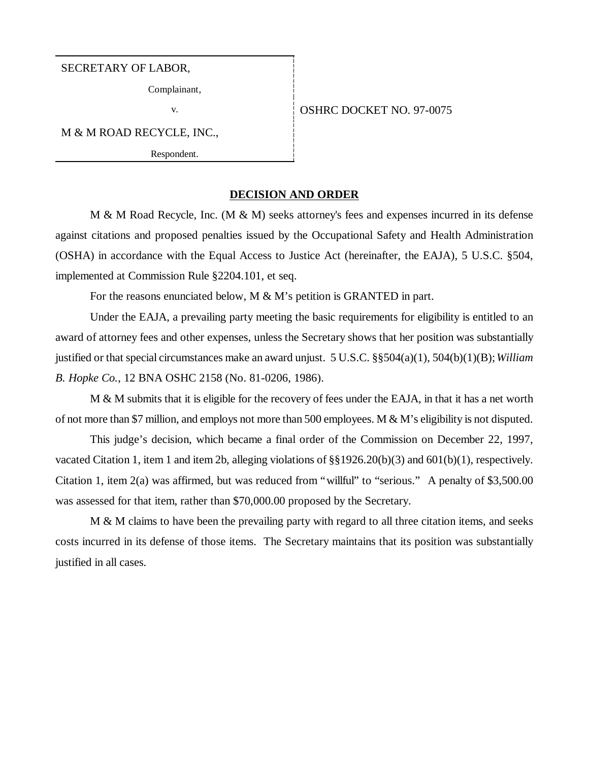| SECRETARY OF LABOR, | |
|---|---|
| Complainant, | |
| v. | OSHRC DOCKET NO. 97-0075 |
| M & M ROAD RECYCLE, INC., | |
| Respondent. | |

**DECISION AND ORDER**

M & M Road Recycle, Inc. (M & M) seeks attorney's fees and expenses incurred in its defense against citations and proposed penalties issued by the Occupational Safety and Health Administration (OSHA) in accordance with the Equal Access to Justice Act (hereinafter, the EAJA), 5 U.S.C. §504, implemented at Commission Rule §2204.101, et seq.

For the reasons enunciated below, M & M's petition is GRANTED in part.

Under the EAJA, a prevailing party meeting the basic requirements for eligibility is entitled to an award of attorney fees and other expenses, unless the Secretary shows that her position was substantially justified or that special circumstances make an award unjust. 5 U.S.C. §§504(a)(1), 504(b)(1)(B); *William B. Hopke Co.*, 12 BNA OSHC 2158 (No. 81-0206, 1986).

M & M submits that it is eligible for the recovery of fees under the EAJA, in that it has a net worth of not more than $7 million, and employs not more than 500 employees. M & M's eligibility is not disputed.

This judge's decision, which became a final order of the Commission on December 22, 1997, vacated Citation 1, item 1 and item 2b, alleging violations of §§1926.20(b)(3) and 601(b)(1), respectively. Citation 1, item 2(a) was affirmed, but was reduced from "willful" to "serious." A penalty of $3,500.00 was assessed for that item, rather than $70,000.00 proposed by the Secretary.

M & M claims to have been the prevailing party with regard to all three citation items, and seeks costs incurred in its defense of those items. The Secretary maintains that its position was substantially justified in all cases.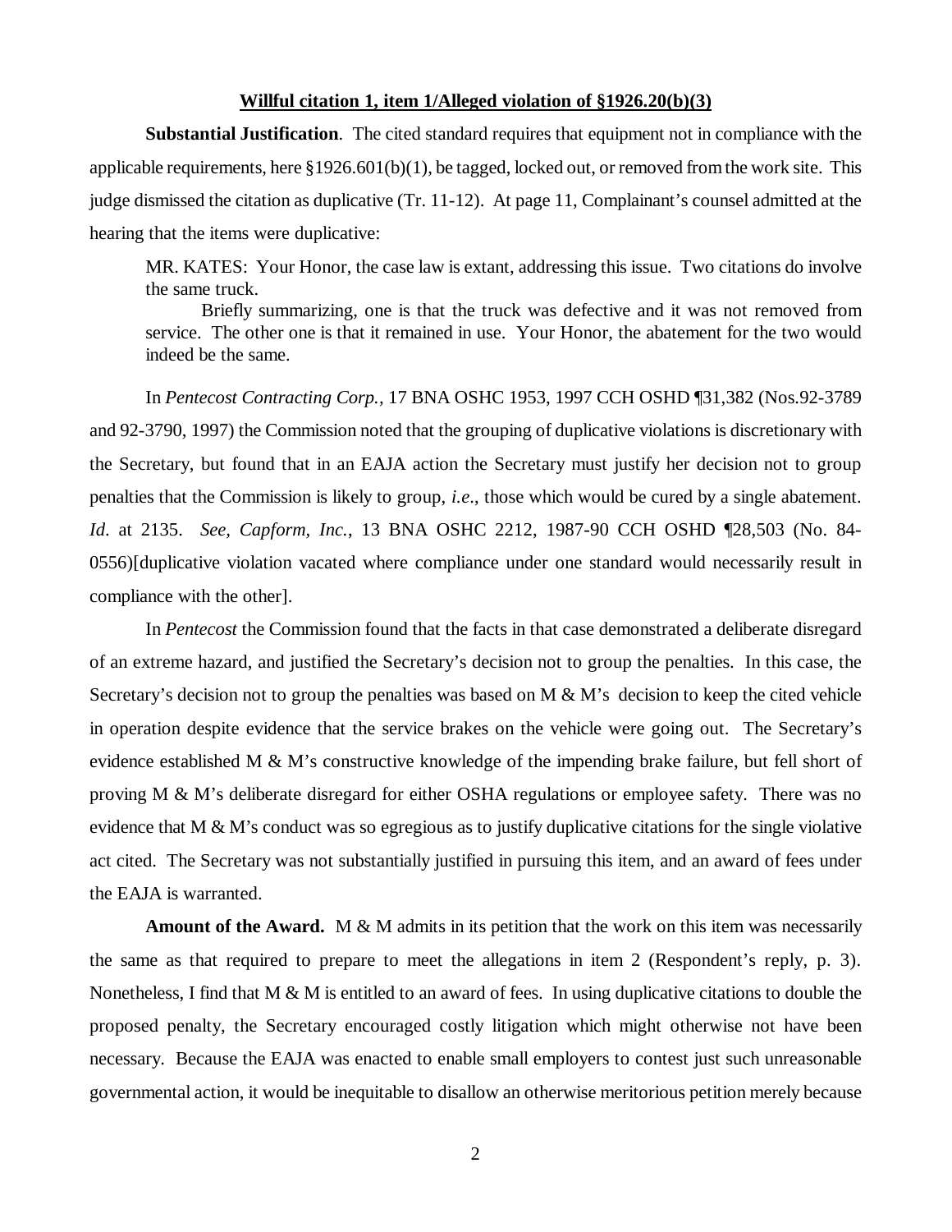**Willful citation 1, item 1/Alleged violation of §1926.20(b)(3)**

**Substantial Justification**. The cited standard requires that equipment not in compliance with the applicable requirements, here §1926.601(b)(1), be tagged, locked out, or removed from the work site. This judge dismissed the citation as duplicative (Tr. 11-12). At page 11, Complainant's counsel admitted at the hearing that the items were duplicative:

> MR. KATES: Your Honor, the case law is extant, addressing this issue. Two citations do involve the same truck.
>
> Briefly summarizing, one is that the truck was defective and it was not removed from service. The other one is that it remained in use. Your Honor, the abatement for the two would indeed be the same.

In *Pentecost Contracting Corp.,* 17 BNA OSHC 1953, 1997 CCH OSHD ¶31,382 (Nos.92-3789 and 92-3790, 1997) the Commission noted that the grouping of duplicative violations is discretionary with the Secretary, but found that in an EAJA action the Secretary must justify her decision not to group penalties that the Commission is likely to group, *i.e*., those which would be cured by a single abatement. *Id*. at 2135. *See, Capform, Inc.*, 13 BNA OSHC 2212, 1987-90 CCH OSHD ¶28,503 (No. 84-0556)[duplicative violation vacated where compliance under one standard would necessarily result in compliance with the other].

In *Pentecost* the Commission found that the facts in that case demonstrated a deliberate disregard of an extreme hazard, and justified the Secretary's decision not to group the penalties. In this case, the Secretary's decision not to group the penalties was based on M & M's decision to keep the cited vehicle in operation despite evidence that the service brakes on the vehicle were going out. The Secretary's evidence established M & M's constructive knowledge of the impending brake failure, but fell short of proving M & M's deliberate disregard for either OSHA regulations or employee safety. There was no evidence that M & M's conduct was so egregious as to justify duplicative citations for the single violative act cited. The Secretary was not substantially justified in pursuing this item, and an award of fees under the EAJA is warranted.

**Amount of the Award.** M & M admits in its petition that the work on this item was necessarily the same as that required to prepare to meet the allegations in item 2 (Respondent's reply, p. 3). Nonetheless, I find that M & M is entitled to an award of fees. In using duplicative citations to double the proposed penalty, the Secretary encouraged costly litigation which might otherwise not have been necessary. Because the EAJA was enacted to enable small employers to contest just such unreasonable governmental action, it would be inequitable to disallow an otherwise meritorious petition merely because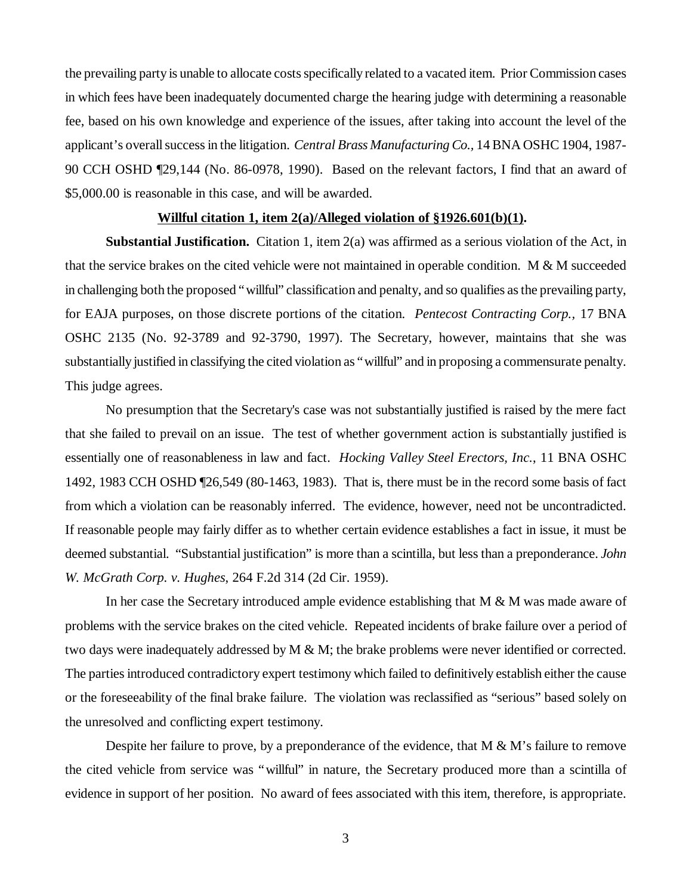the prevailing party is unable to allocate costs specifically related to a vacated item. Prior Commission cases in which fees have been inadequately documented charge the hearing judge with determining a reasonable fee, based on his own knowledge and experience of the issues, after taking into account the level of the applicant's overall success in the litigation. *Central Brass Manufacturing Co.*, 14 BNA OSHC 1904, 1987-90 CCH OSHD ¶29,144 (No. 86-0978, 1990). Based on the relevant factors, I find that an award of $5,000.00 is reasonable in this case, and will be awarded.

**Willful citation 1, item 2(a)/Alleged violation of §1926.601(b)(1).**

**Substantial Justification.** Citation 1, item 2(a) was affirmed as a serious violation of the Act, in that the service brakes on the cited vehicle were not maintained in operable condition. M & M succeeded in challenging both the proposed "willful" classification and penalty, and so qualifies as the prevailing party, for EAJA purposes, on those discrete portions of the citation. *Pentecost Contracting Corp.*, 17 BNA OSHC 2135 (No. 92-3789 and 92-3790, 1997). The Secretary, however, maintains that she was substantially justified in classifying the cited violation as "willful" and in proposing a commensurate penalty. This judge agrees.

No presumption that the Secretary's case was not substantially justified is raised by the mere fact that she failed to prevail on an issue. The test of whether government action is substantially justified is essentially one of reasonableness in law and fact. *Hocking Valley Steel Erectors, Inc.*, 11 BNA OSHC 1492, 1983 CCH OSHD ¶26,549 (80-1463, 1983). That is, there must be in the record some basis of fact from which a violation can be reasonably inferred. The evidence, however, need not be uncontradicted. If reasonable people may fairly differ as to whether certain evidence establishes a fact in issue, it must be deemed substantial. "Substantial justification" is more than a scintilla, but less than a preponderance. *John W. McGrath Corp. v. Hughes*, 264 F.2d 314 (2d Cir. 1959).

In her case the Secretary introduced ample evidence establishing that M & M was made aware of problems with the service brakes on the cited vehicle. Repeated incidents of brake failure over a period of two days were inadequately addressed by M & M; the brake problems were never identified or corrected. The parties introduced contradictory expert testimony which failed to definitively establish either the cause or the foreseeability of the final brake failure. The violation was reclassified as "serious" based solely on the unresolved and conflicting expert testimony.

Despite her failure to prove, by a preponderance of the evidence, that M & M's failure to remove the cited vehicle from service was "willful" in nature, the Secretary produced more than a scintilla of evidence in support of her position. No award of fees associated with this item, therefore, is appropriate.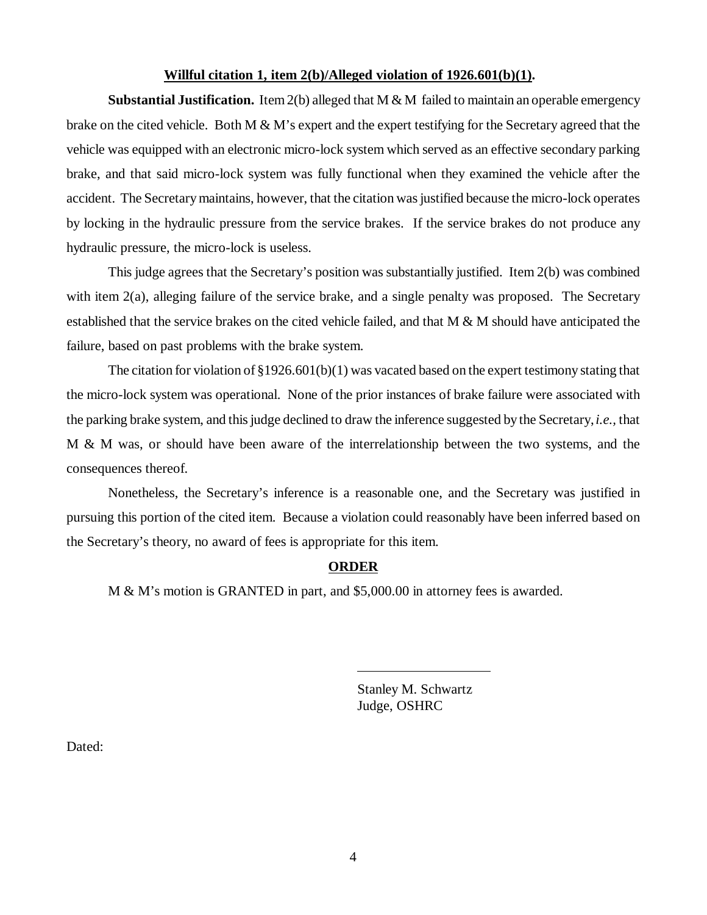**Willful citation 1, item 2(b)/Alleged violation of 1926.601(b)(1).**

**Substantial Justification.** Item 2(b) alleged that M & M failed to maintain an operable emergency brake on the cited vehicle. Both M & M's expert and the expert testifying for the Secretary agreed that the vehicle was equipped with an electronic micro-lock system which served as an effective secondary parking brake, and that said micro-lock system was fully functional when they examined the vehicle after the accident. The Secretary maintains, however, that the citation was justified because the micro-lock operates by locking in the hydraulic pressure from the service brakes. If the service brakes do not produce any hydraulic pressure, the micro-lock is useless.

This judge agrees that the Secretary's position was substantially justified. Item 2(b) was combined with item 2(a), alleging failure of the service brake, and a single penalty was proposed. The Secretary established that the service brakes on the cited vehicle failed, and that M & M should have anticipated the failure, based on past problems with the brake system.

The citation for violation of §1926.601(b)(1) was vacated based on the expert testimony stating that the micro-lock system was operational. None of the prior instances of brake failure were associated with the parking brake system, and this judge declined to draw the inference suggested by the Secretary, *i.e.,* that M & M was, or should have been aware of the interrelationship between the two systems, and the consequences thereof.

Nonetheless, the Secretary's inference is a reasonable one, and the Secretary was justified in pursuing this portion of the cited item. Because a violation could reasonably have been inferred based on the Secretary's theory, no award of fees is appropriate for this item.

**ORDER**

M & M's motion is GRANTED in part, and $5,000.00 in attorney fees is awarded.

Stanley M. Schwartz
Judge, OSHRC

Dated: